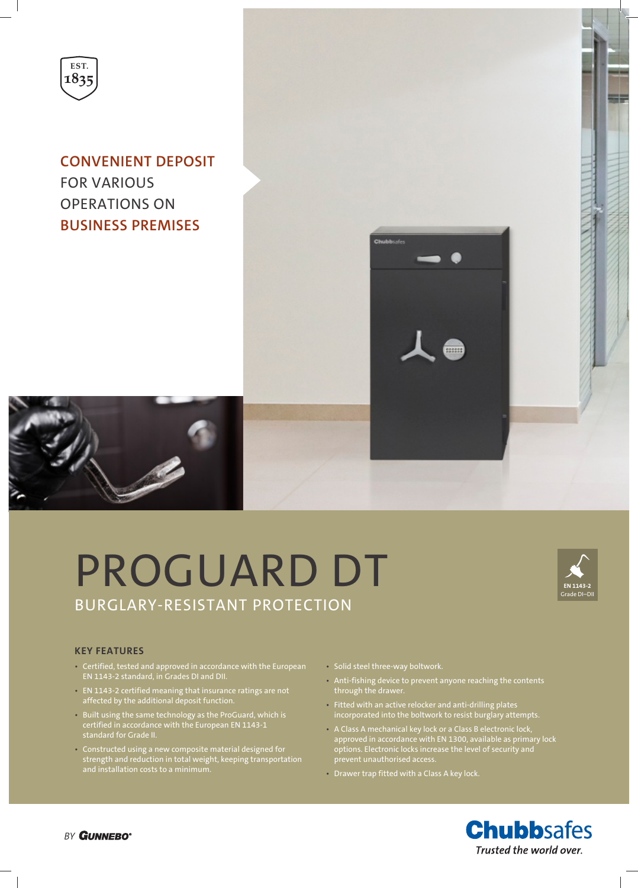EST. 1835

CONVENIENT DEPOSIT FOR VARIOUS OPERATIONS ON BUSINESS PREMISES

# PROGUARD DT

## BURGLARY-RESISTANT PROTECTION

EN 1143-2 Grade DI–DII

### KEY FEATURES

- Certified, tested and approved in accordance with the European EN 1143-2 standard, in Grades DI and DII.
- EN 1143-2 certified meaning that insurance ratings are not affected by the additional deposit function.
- Built using the same technology as the ProGuard, which is certified in accordance with the European EN 1143-1 standard for Grade II.
- Constructed using a new composite material designed for strength and reduction in total weight, keeping transportation and installation costs to a minimum.
- Solid steel three-way boltwork.
- Anti-fishing device to prevent anyone reaching the contents through the drawer.
- Fitted with an active relocker and anti-drilling plates incorporated into the boltwork to resist burglary attempts.
- A Class A mechanical key lock or a Class B electronic lock, approved in accordance with EN 1300, available as primary lock options. Electronic locks increase the level of security and prevent unauthorised access.
- Drawer trap fitted with a Class A key lock.

BY GUNNEBO®

Chubbsafes
*Trusted the world over.*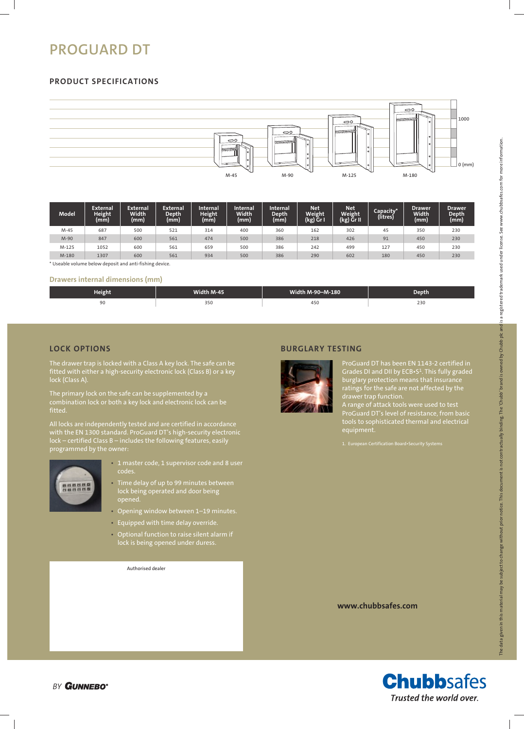# PROGUARD DT

## PRODUCT SPECIFICATIONS

1000

0 (mm)

M-45

M-90

M-125

M-180

| Model | External Height (mm) | External Width (mm) | External Depth (mm) | Internal Height (mm) | Internal Width (mm) | Internal Depth (mm) | Net Weight (kg) Gr I | Net Weight (kg) Gr II | Capacity* (litres) | Drawer Width (mm) | Drawer Depth (mm) |
|---|---|---|---|---|---|---|---|---|---|---|---|
| M-45 | 687 | 500 | 521 | 314 | 400 | 360 | 162 | 302 | 45 | 350 | 230 |
| M-90 | 847 | 600 | 561 | 474 | 500 | 386 | 218 | 426 | 91 | 450 | 230 |
| M-125 | 1052 | 600 | 561 | 659 | 500 | 386 | 242 | 499 | 127 | 450 | 230 |
| M-180 | 1307 | 600 | 561 | 934 | 500 | 386 | 290 | 602 | 180 | 450 | 230 |

* Useable volume below deposit and anti-fishing device.

### Drawers internal dimensions (mm)

| Height | Width M-45 | Width M-90–M-180 | Depth |
|---|---|---|---|
| 90 | 350 | 450 | 230 |

## LOCK OPTIONS

The drawer trap is locked with a Class A key lock. The safe can be fitted with either a high-security electronic lock (Class B) or a key lock (Class A).

The primary lock on the safe can be supplemented by a combination lock or both a key lock and electronic lock can be fitted.

All locks are independently tested and are certified in accordance with the EN 1300 standard. ProGuard DT's high-security electronic lock – certified Class B – includes the following features, easily programmed by the owner:

- 1 master code, 1 supervisor code and 8 user codes.
- Time delay of up to 99 minutes between lock being operated and door being opened.
- Opening window between 1–19 minutes.
- Equipped with time delay override.
- Optional function to raise silent alarm if lock is being opened under duress.

## BURGLARY TESTING

ProGuard DT has been EN 1143-2 certified in Grades DI and DII by ECB•S[1]. This fully graded burglary protection means that insurance ratings for the safe are not affected by the drawer trap function.
A range of attack tools were used to test ProGuard DT's level of resistance, from basic tools to sophisticated thermal and electrical equipment.

1. European Certification Board•Security Systems

Authorised dealer

www.chubbsafes.com

The data given in this material may be subject to change without prior notice. This document is not contractually binding. The 'Chubb' brand is owned by Chubb plc and is a registered trademark used under license. See www.chubbsafes.com for more information.

BY GUNNEBO

Chubbsafes
Trusted the world over.